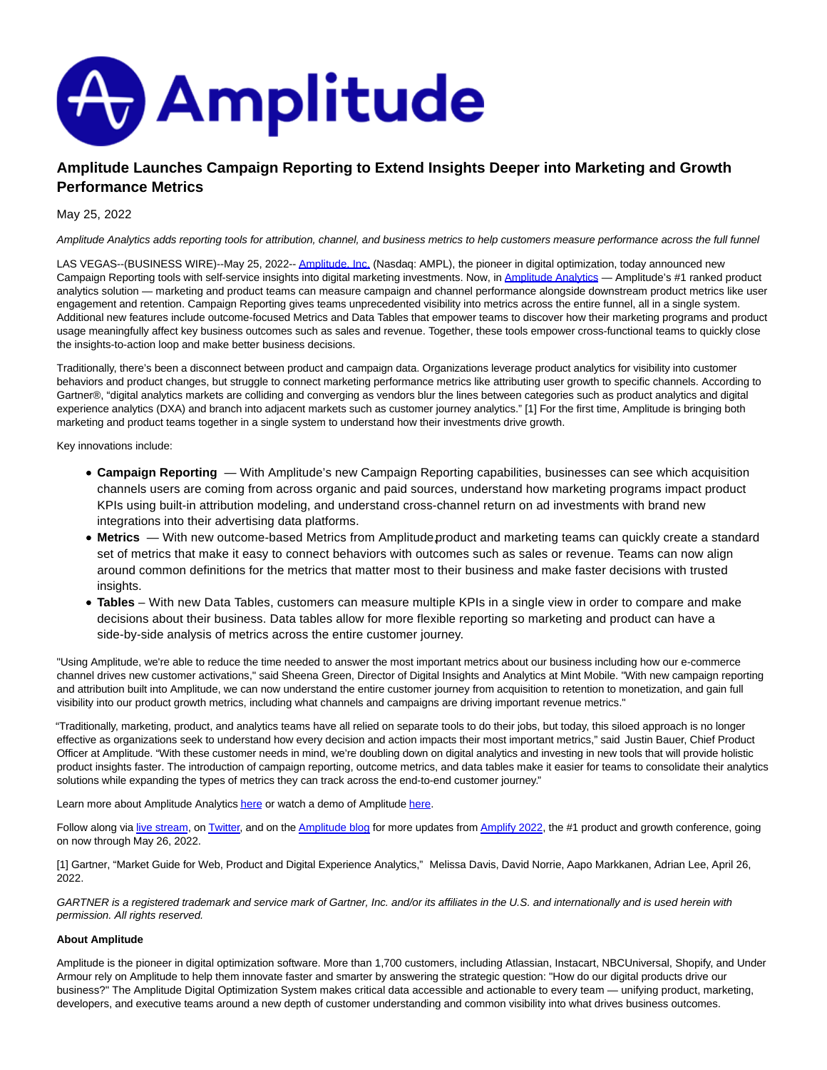# Amplitude Launches Campaign Reporting to Extend Insights Deeper into Marketing and Growth Performance Metrics

May 25, 2022

*Amplitude Analytics adds reporting tools for attribution, channel, and business metrics to help customers measure performance across the full funnel*

LAS VEGAS--(BUSINESS WIRE)--May 25, 2022-- Amplitude, Inc. (Nasdaq: AMPL), the pioneer in digital optimization, today announced new Campaign Reporting tools with self-service insights into digital marketing investments. Now, in Amplitude Analytics — Amplitude's #1 ranked product analytics solution — marketing and product teams can measure campaign and channel performance alongside downstream product metrics like user engagement and retention. Campaign Reporting gives teams unprecedented visibility into metrics across the entire funnel, all in a single system. Additional new features include outcome-focused Metrics and Data Tables that empower teams to discover how their marketing programs and product usage meaningfully affect key business outcomes such as sales and revenue. Together, these tools empower cross-functional teams to quickly close the insights-to-action loop and make better business decisions.

Traditionally, there's been a disconnect between product and campaign data. Organizations leverage product analytics for visibility into customer behaviors and product changes, but struggle to connect marketing performance metrics like attributing user growth to specific channels. According to Gartner®, "digital analytics markets are colliding and converging as vendors blur the lines between categories such as product analytics and digital experience analytics (DXA) and branch into adjacent markets such as customer journey analytics." [1] For the first time, Amplitude is bringing both marketing and product teams together in a single system to understand how their investments drive growth.

Key innovations include:

- **Campaign Reporting** — With Amplitude's new Campaign Reporting capabilities, businesses can see which acquisition channels users are coming from across organic and paid sources, understand how marketing programs impact product KPIs using built-in attribution modeling, and understand cross-channel return on ad investments with brand new integrations into their advertising data platforms.
- **Metrics** — With new outcome-based Metrics from Amplitude, product and marketing teams can quickly create a standard set of metrics that make it easy to connect behaviors with outcomes such as sales or revenue. Teams can now align around common definitions for the metrics that matter most to their business and make faster decisions with trusted insights.
- **Tables** – With new Data Tables, customers can measure multiple KPIs in a single view in order to compare and make decisions about their business. Data tables allow for more flexible reporting so marketing and product can have a side-by-side analysis of metrics across the entire customer journey.

"Using Amplitude, we're able to reduce the time needed to answer the most important metrics about our business including how our e-commerce channel drives new customer activations," said Sheena Green, Director of Digital Insights and Analytics at Mint Mobile. "With new campaign reporting and attribution built into Amplitude, we can now understand the entire customer journey from acquisition to retention to monetization, and gain full visibility into our product growth metrics, including what channels and campaigns are driving important revenue metrics."

"Traditionally, marketing, product, and analytics teams have all relied on separate tools to do their jobs, but today, this siloed approach is no longer effective as organizations seek to understand how every decision and action impacts their most important metrics," said Justin Bauer, Chief Product Officer at Amplitude. "With these customer needs in mind, we're doubling down on digital analytics and investing in new tools that will provide holistic product insights faster. The introduction of campaign reporting, outcome metrics, and data tables make it easier for teams to consolidate their analytics solutions while expanding the types of metrics they can track across the end-to-end customer journey."

Learn more about Amplitude Analytics here or watch a demo of Amplitude here.

Follow along via live stream, on Twitter, and on the Amplitude blog for more updates from Amplify 2022, the #1 product and growth conference, going on now through May 26, 2022.

[1] Gartner, "Market Guide for Web, Product and Digital Experience Analytics," Melissa Davis, David Norrie, Aapo Markkanen, Adrian Lee, April 26, 2022.

*GARTNER is a registered trademark and service mark of Gartner, Inc. and/or its affiliates in the U.S. and internationally and is used herein with permission. All rights reserved.*

**About Amplitude**

Amplitude is the pioneer in digital optimization software. More than 1,700 customers, including Atlassian, Instacart, NBCUniversal, Shopify, and Under Armour rely on Amplitude to help them innovate faster and smarter by answering the strategic question: "How do our digital products drive our business?" The Amplitude Digital Optimization System makes critical data accessible and actionable to every team — unifying product, marketing, developers, and executive teams around a new depth of customer understanding and common visibility into what drives business outcomes.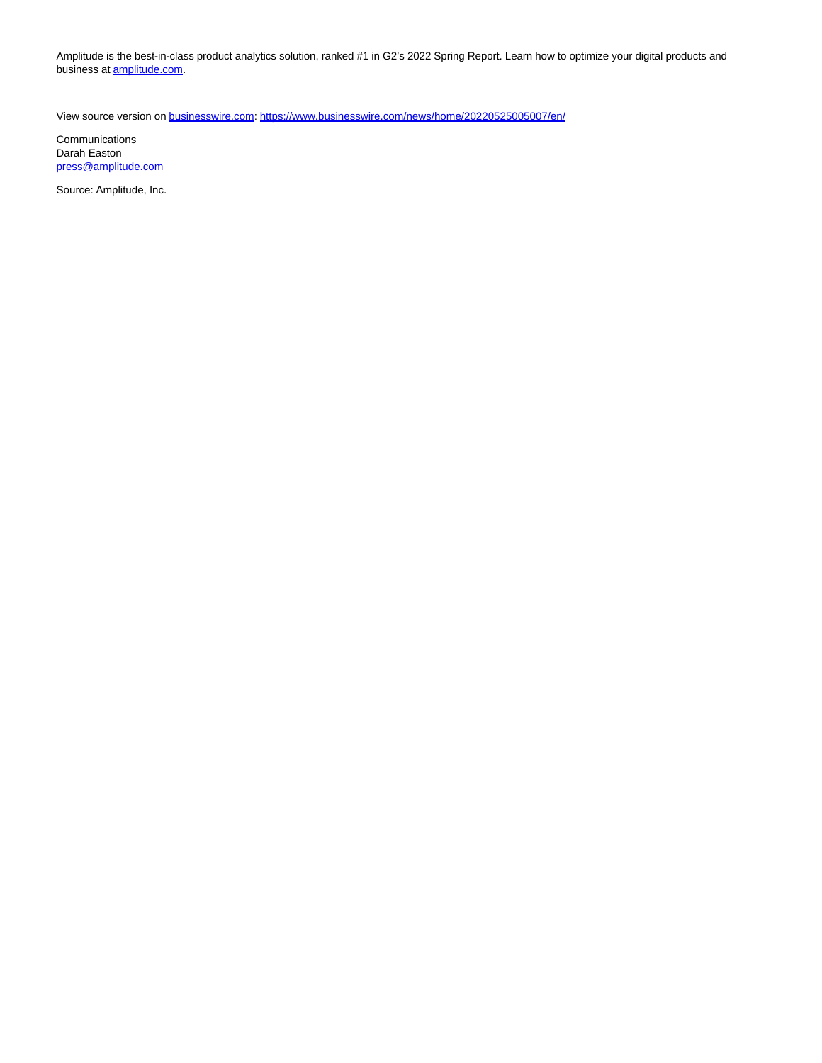Amplitude is the best-in-class product analytics solution, ranked #1 in G2's 2022 Spring Report. Learn how to optimize your digital products and business at [amplitude.com](amplitude.com).

View source version on [businesswire.com](businesswire.com): [https://www.businesswire.com/news/home/20220525005007/en/](https://www.businesswire.com/news/home/20220525005007/en/)

Communications
Darah Easton
[press@amplitude.com](mailto:press@amplitude.com)

Source: Amplitude, Inc.